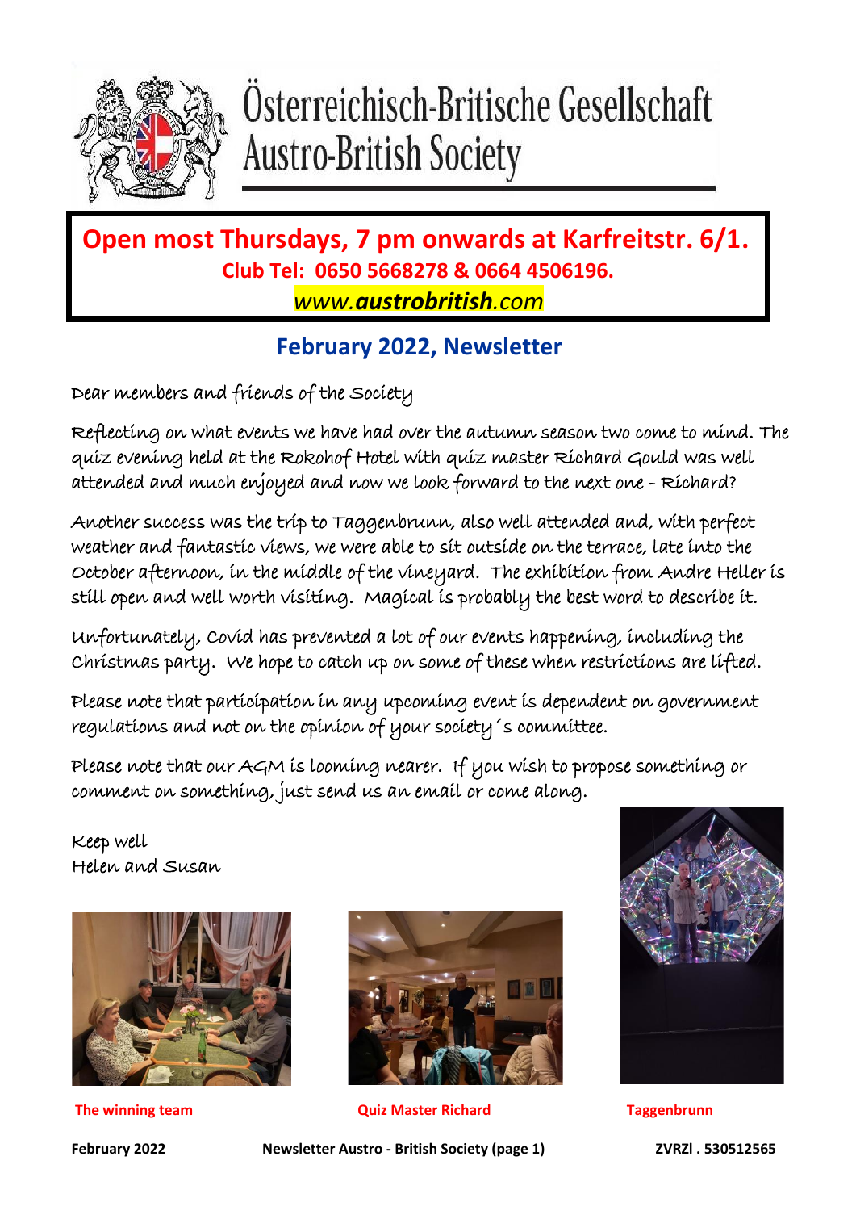# Österreichisch-Britische Gesellschaft
# Austro-British Society

**Open most Thursdays, 7 pm onwards at Karfreitstr. 6/1.**
**Club Tel: 0650 5668278 & 0664 4506196.**
*www.**austrobritish**.com*

## February 2022, Newsletter

Dear members and friends of the Society

Reflecting on what events we have had over the autumn season two come to mind. The quiz evening held at the Rokohof Hotel with quiz master Richard Gould was well attended and much enjoyed and now we look forward to the next one - Richard?

Another success was the trip to Taggenbrunn, also well attended and, with perfect weather and fantastic views, we were able to sit outside on the terrace, late into the October afternoon, in the middle of the vineyard. The exhibition from Andre Heller is still open and well worth visiting. Magical is probably the best word to describe it.

Unfortunately, Covid has prevented a lot of our events happening, including the Christmas party. We hope to catch up on some of these when restrictions are lifted.

Please note that participation in any upcoming event is dependent on government regulations and not on the opinion of your society´s committee.

Please note that our AGM is looming nearer. If you wish to propose something or comment on something, just send us an email or come along.

Keep well
Helen and Susan

**The winning team**

**Quiz Master Richard**

**Taggenbrunn**

**ZVRZl . 530512565**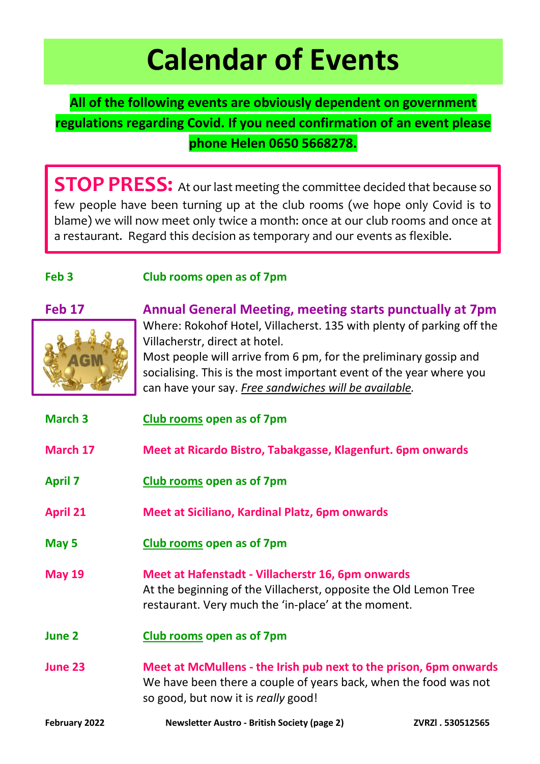# Calendar of Events

**All of the following events are obviously dependent on government regulations regarding Covid. If you need confirmation of an event please phone Helen 0650 5668278.**

**STOP PRESS:** At our last meeting the committee decided that because so few people have been turning up at the club rooms (we hope only Covid is to blame) we will now meet only twice a month: once at our club rooms and once at a restaurant. Regard this decision as temporary and our events as flexible.

**Feb 3** — **Club rooms open as of 7pm**

**Feb 17** — **Annual General Meeting, meeting starts punctually at 7pm**
Where: Rokohof Hotel, Villacherst. 135 with plenty of parking off the Villacherstr, direct at hotel.
Most people will arrive from 6 pm, for the preliminary gossip and socialising. This is the most important event of the year where you can have your say. *Free sandwiches will be available.*

**March 3** — **Club rooms open as of 7pm**

**March 17** — **Meet at Ricardo Bistro, Tabakgasse, Klagenfurt. 6pm onwards**

**April 7** — **Club rooms open as of 7pm**

**April 21** — **Meet at Siciliano, Kardinal Platz, 6pm onwards**

**May 5** — **Club rooms open as of 7pm**

**May 19** — **Meet at Hafenstadt - Villacherstr 16, 6pm onwards**
At the beginning of the Villacherst, opposite the Old Lemon Tree restaurant. Very much the 'in-place' at the moment.

**June 2** — **Club rooms open as of 7pm**

**June 23** — **Meet at McMullens - the Irish pub next to the prison, 6pm onwards**
We have been there a couple of years back, when the food was not so good, but now it is *really* good!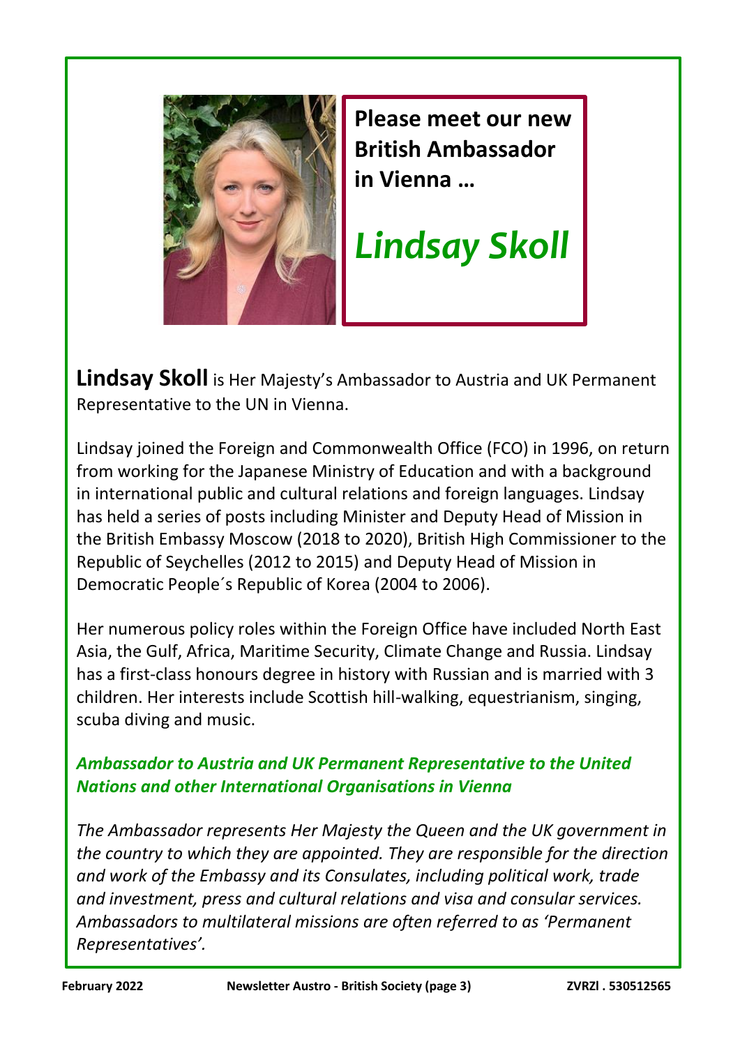**Please meet our new British Ambassador in Vienna …**

# *Lindsay Skoll*

**Lindsay Skoll** is Her Majesty's Ambassador to Austria and UK Permanent Representative to the UN in Vienna.

Lindsay joined the Foreign and Commonwealth Office (FCO) in 1996, on return from working for the Japanese Ministry of Education and with a background in international public and cultural relations and foreign languages. Lindsay has held a series of posts including Minister and Deputy Head of Mission in the British Embassy Moscow (2018 to 2020), British High Commissioner to the Republic of Seychelles (2012 to 2015) and Deputy Head of Mission in Democratic People´s Republic of Korea (2004 to 2006).

Her numerous policy roles within the Foreign Office have included North East Asia, the Gulf, Africa, Maritime Security, Climate Change and Russia. Lindsay has a first-class honours degree in history with Russian and is married with 3 children. Her interests include Scottish hill-walking, equestrianism, singing, scuba diving and music.

***Ambassador to Austria and UK Permanent Representative to the United Nations and other International Organisations in Vienna***

*The Ambassador represents Her Majesty the Queen and the UK government in the country to which they are appointed. They are responsible for the direction and work of the Embassy and its Consulates, including political work, trade and investment, press and cultural relations and visa and consular services. Ambassadors to multilateral missions are often referred to as 'Permanent Representatives'.*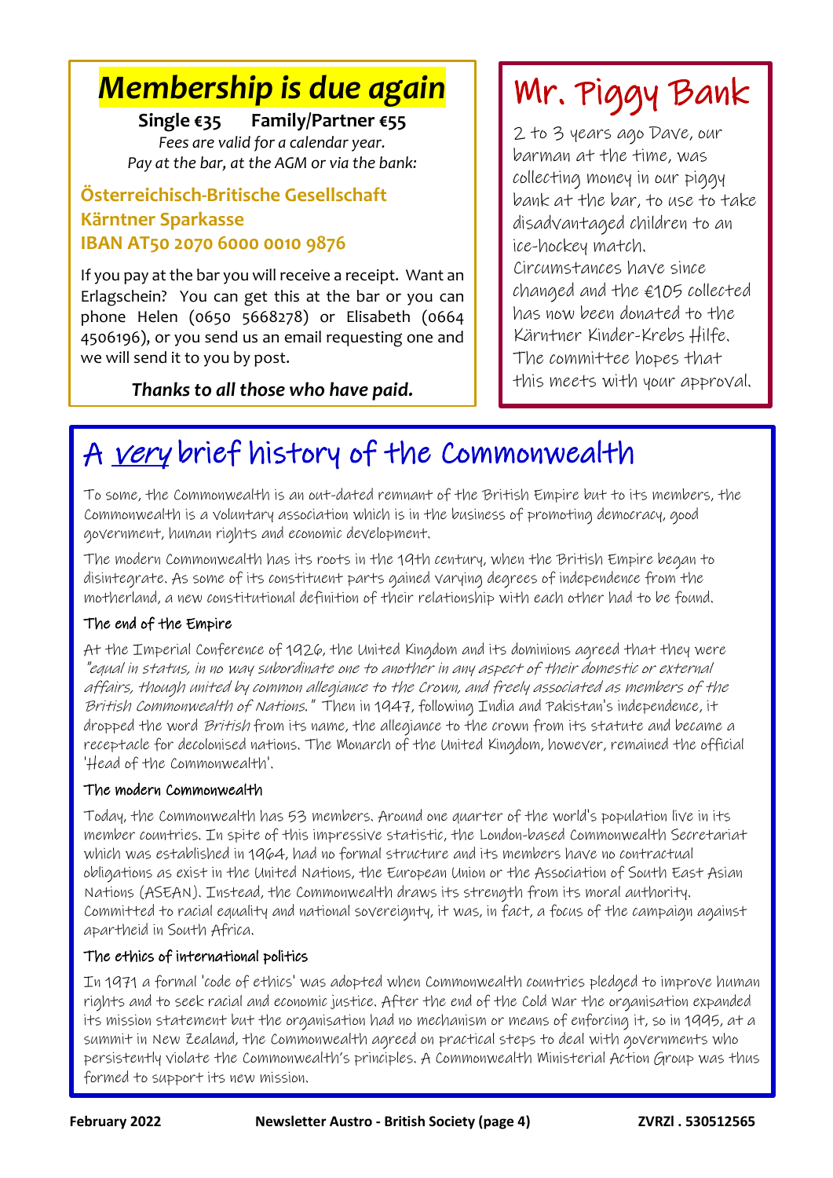## Membership is due again

**Single €35     Family/Partner €55**

*Fees are valid for a calendar year.*
*Pay at the bar, at the AGM or via the bank:*

**Österreichisch-Britische Gesellschaft**
**Kärntner Sparkasse**
**IBAN AT50 2070 6000 0010 9876**

If you pay at the bar you will receive a receipt. Want an Erlagschein? You can get this at the bar or you can phone Helen (0650 5668278) or Elisabeth (0664 4506196), or you send us an email requesting one and we will send it to you by post.

***Thanks to all those who have paid.***

## Mr. Piggy Bank

2 to 3 years ago Dave, our barman at the time, was collecting money in our piggy bank at the bar, to use to take disadvantaged children to an ice-hockey match. Circumstances have since changed and the €105 collected has now been donated to the Kärntner Kinder-Krebs Hilfe. The committee hopes that this meets with your approval.

## A *very* brief history of the Commonwealth

To some, the Commonwealth is an out-dated remnant of the British Empire but to its members, the Commonwealth is a voluntary association which is in the business of promoting democracy, good government, human rights and economic development.

The modern Commonwealth has its roots in the 19th century, when the British Empire began to disintegrate. As some of its constituent parts gained varying degrees of independence from the motherland, a new constitutional definition of their relationship with each other had to be found.

### The end of the Empire

At the Imperial Conference of 1926, the United Kingdom and its dominions agreed that they were *"equal in status, in no way subordinate one to another in any aspect of their domestic or external affairs, though united by common allegiance to the Crown, and freely associated as members of the British Commonwealth of Nations."* Then in 1947, following India and Pakistan's independence, it dropped the word *British* from its name, the allegiance to the crown from its statute and became a receptacle for decolonised nations. The Monarch of the United Kingdom, however, remained the official 'Head of the Commonwealth'.

### The modern Commonwealth

Today, the Commonwealth has 53 members. Around one quarter of the world's population live in its member countries. In spite of this impressive statistic, the London-based Commonwealth Secretariat which was established in 1964, had no formal structure and its members have no contractual obligations as exist in the United Nations, the European Union or the Association of South East Asian Nations (ASEAN). Instead, the Commonwealth draws its strength from its moral authority. Committed to racial equality and national sovereignty, it was, in fact, a focus of the campaign against apartheid in South Africa.

### The ethics of international politics

In 1971 a formal 'code of ethics' was adopted when Commonwealth countries pledged to improve human rights and to seek racial and economic justice. After the end of the Cold War the organisation expanded its mission statement but the organisation had no mechanism or means of enforcing it, so in 1995, at a summit in New Zealand, the Commonwealth agreed on practical steps to deal with governments who persistently violate the Commonwealth's principles. A Commonwealth Ministerial Action Group was thus formed to support its new mission.